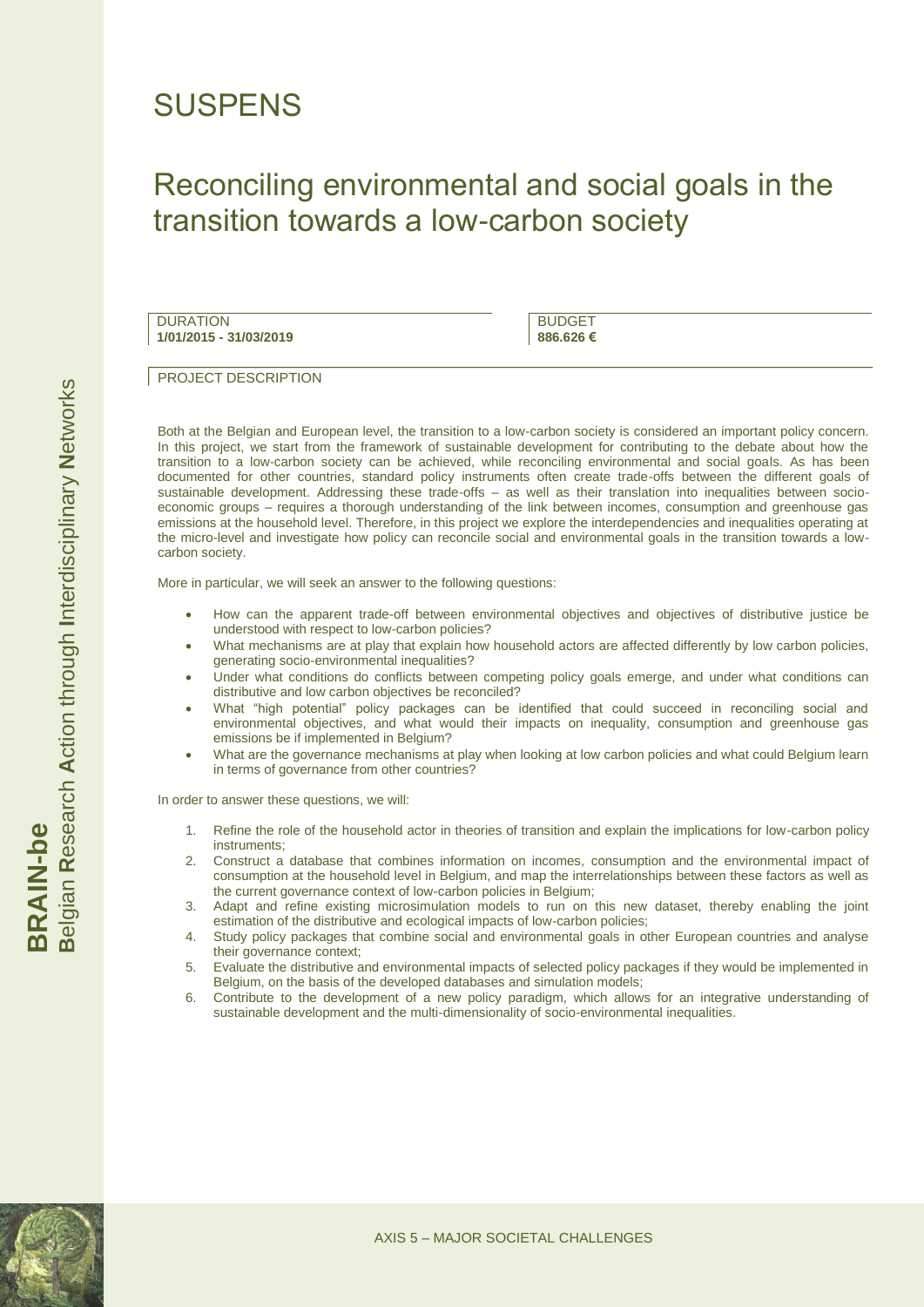# SUSPENS

## Reconciling environmental and social goals in the transition towards a low-carbon society

DURATION
**1/01/2015 - 31/03/2019**

BUDGET
**886.626 €**

PROJECT DESCRIPTION

Both at the Belgian and European level, the transition to a low-carbon society is considered an important policy concern. In this project, we start from the framework of sustainable development for contributing to the debate about how the transition to a low-carbon society can be achieved, while reconciling environmental and social goals. As has been documented for other countries, standard policy instruments often create trade-offs between the different goals of sustainable development. Addressing these trade-offs – as well as their translation into inequalities between socio-economic groups – requires a thorough understanding of the link between incomes, consumption and greenhouse gas emissions at the household level. Therefore, in this project we explore the interdependencies and inequalities operating at the micro-level and investigate how policy can reconcile social and environmental goals in the transition towards a low-carbon society.

More in particular, we will seek an answer to the following questions:

- How can the apparent trade-off between environmental objectives and objectives of distributive justice be understood with respect to low-carbon policies?
- What mechanisms are at play that explain how household actors are affected differently by low carbon policies, generating socio-environmental inequalities?
- Under what conditions do conflicts between competing policy goals emerge, and under what conditions can distributive and low carbon objectives be reconciled?
- What "high potential" policy packages can be identified that could succeed in reconciling social and environmental objectives, and what would their impacts on inequality, consumption and greenhouse gas emissions be if implemented in Belgium?
- What are the governance mechanisms at play when looking at low carbon policies and what could Belgium learn in terms of governance from other countries?

In order to answer these questions, we will:

1. Refine the role of the household actor in theories of transition and explain the implications for low-carbon policy instruments;
2. Construct a database that combines information on incomes, consumption and the environmental impact of consumption at the household level in Belgium, and map the interrelationships between these factors as well as the current governance context of low-carbon policies in Belgium;
3. Adapt and refine existing microsimulation models to run on this new dataset, thereby enabling the joint estimation of the distributive and ecological impacts of low-carbon policies;
4. Study policy packages that combine social and environmental goals in other European countries and analyse their governance context;
5. Evaluate the distributive and environmental impacts of selected policy packages if they would be implemented in Belgium, on the basis of the developed databases and simulation models;
6. Contribute to the development of a new policy paradigm, which allows for an integrative understanding of sustainable development and the multi-dimensionality of socio-environmental inequalities.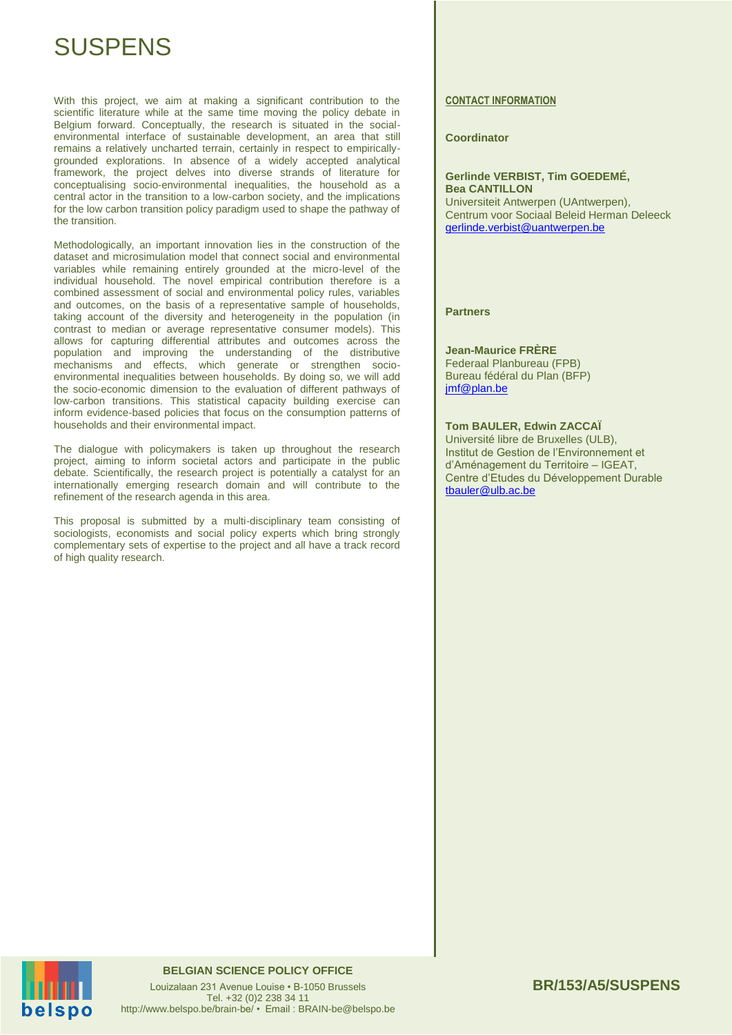# SUSPENS

With this project, we aim at making a significant contribution to the scientific literature while at the same time moving the policy debate in Belgium forward. Conceptually, the research is situated in the social-environmental interface of sustainable development, an area that still remains a relatively uncharted terrain, certainly in respect to empirically-grounded explorations. In absence of a widely accepted analytical framework, the project delves into diverse strands of literature for conceptualising socio-environmental inequalities, the household as a central actor in the transition to a low-carbon society, and the implications for the low carbon transition policy paradigm used to shape the pathway of the transition.

Methodologically, an important innovation lies in the construction of the dataset and microsimulation model that connect social and environmental variables while remaining entirely grounded at the micro-level of the individual household. The novel empirical contribution therefore is a combined assessment of social and environmental policy rules, variables and outcomes, on the basis of a representative sample of households, taking account of the diversity and heterogeneity in the population (in contrast to median or average representative consumer models). This allows for capturing differential attributes and outcomes across the population and improving the understanding of the distributive mechanisms and effects, which generate or strengthen socio-environmental inequalities between households. By doing so, we will add the socio-economic dimension to the evaluation of different pathways of low-carbon transitions. This statistical capacity building exercise can inform evidence-based policies that focus on the consumption patterns of households and their environmental impact.

The dialogue with policymakers is taken up throughout the research project, aiming to inform societal actors and participate in the public debate. Scientifically, the research project is potentially a catalyst for an internationally emerging research domain and will contribute to the refinement of the research agenda in this area.

This proposal is submitted by a multi-disciplinary team consisting of sociologists, economists and social policy experts which bring strongly complementary sets of expertise to the project and all have a track record of high quality research.

**CONTACT INFORMATION**

**Coordinator**

**Gerlinde VERBIST, Tim GOEDEMÉ, Bea CANTILLON**
Universiteit Antwerpen (UAntwerpen),
Centrum voor Sociaal Beleid Herman Deleeck
gerlinde.verbist@uantwerpen.be

**Partners**

**Jean-Maurice FRÈRE**
Federaal Planbureau (FPB)
Bureau fédéral du Plan (BFP)
jmf@plan.be

**Tom BAULER, Edwin ZACCAÏ**
Université libre de Bruxelles (ULB),
Institut de Gestion de l'Environnement et d'Aménagement du Territoire – IGEAT,
Centre d'Etudes du Développement Durable
tbauler@ulb.ac.be

**BELGIAN SCIENCE POLICY OFFICE**
Louizalaan 231 Avenue Louise • B-1050 Brussels
Tel. +32 (0)2 238 34 11
http://www.belspo.be/brain-be/ • Email : BRAIN-be@belspo.be

**BR/153/A5/SUSPENS**